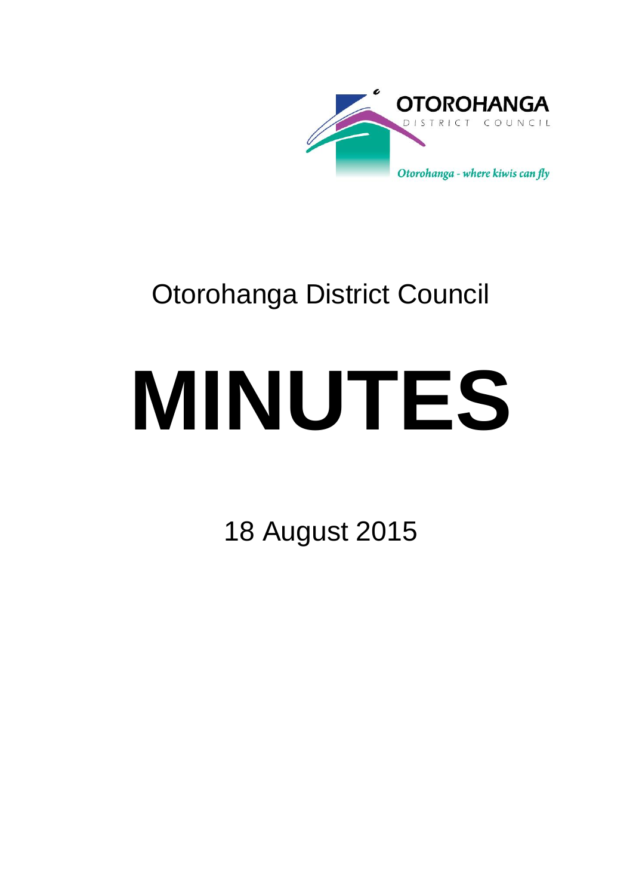OTOROHANGA
DISTRICT COUNCIL

*Otorohanga - where kiwis can fly*

# Otorohanga District Council

# MINUTES

18 August 2015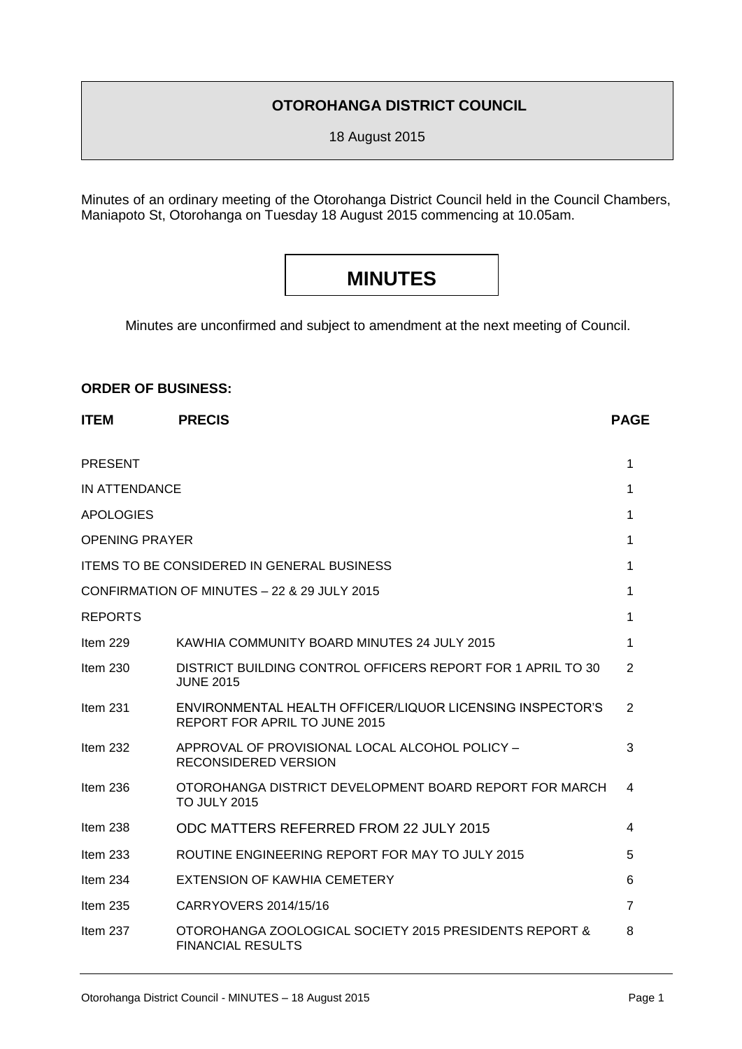**OTOROHANGA DISTRICT COUNCIL**

18 August 2015

Minutes of an ordinary meeting of the Otorohanga District Council held in the Council Chambers, Maniapoto St, Otorohanga on Tuesday 18 August 2015 commencing at 10.05am.

# MINUTES

Minutes are unconfirmed and subject to amendment at the next meeting of Council.

**ORDER OF BUSINESS:**

| **ITEM** | **PRECIS** | **PAGE** |
|---|---|---|
| PRESENT | | 1 |
| IN ATTENDANCE | | 1 |
| APOLOGIES | | 1 |
| OPENING PRAYER | | 1 |
| ITEMS TO BE CONSIDERED IN GENERAL BUSINESS | | 1 |
| CONFIRMATION OF MINUTES – 22 & 29 JULY 2015 | | 1 |
| REPORTS | | 1 |
| Item 229 | KAWHIA COMMUNITY BOARD MINUTES 24 JULY 2015 | 1 |
| Item 230 | DISTRICT BUILDING CONTROL OFFICERS REPORT FOR 1 APRIL TO 30 JUNE 2015 | 2 |
| Item 231 | ENVIRONMENTAL HEALTH OFFICER/LIQUOR LICENSING INSPECTOR'S REPORT FOR APRIL TO JUNE 2015 | 2 |
| Item 232 | APPROVAL OF PROVISIONAL LOCAL ALCOHOL POLICY – RECONSIDERED VERSION | 3 |
| Item 236 | OTOROHANGA DISTRICT DEVELOPMENT BOARD REPORT FOR MARCH TO JULY 2015 | 4 |
| Item 238 | ODC MATTERS REFERRED FROM 22 JULY 2015 | 4 |
| Item 233 | ROUTINE ENGINEERING REPORT FOR MAY TO JULY 2015 | 5 |
| Item 234 | EXTENSION OF KAWHIA CEMETERY | 6 |
| Item 235 | CARRYOVERS 2014/15/16 | 7 |
| Item 237 | OTOROHANGA ZOOLOGICAL SOCIETY 2015 PRESIDENTS REPORT & FINANCIAL RESULTS | 8 |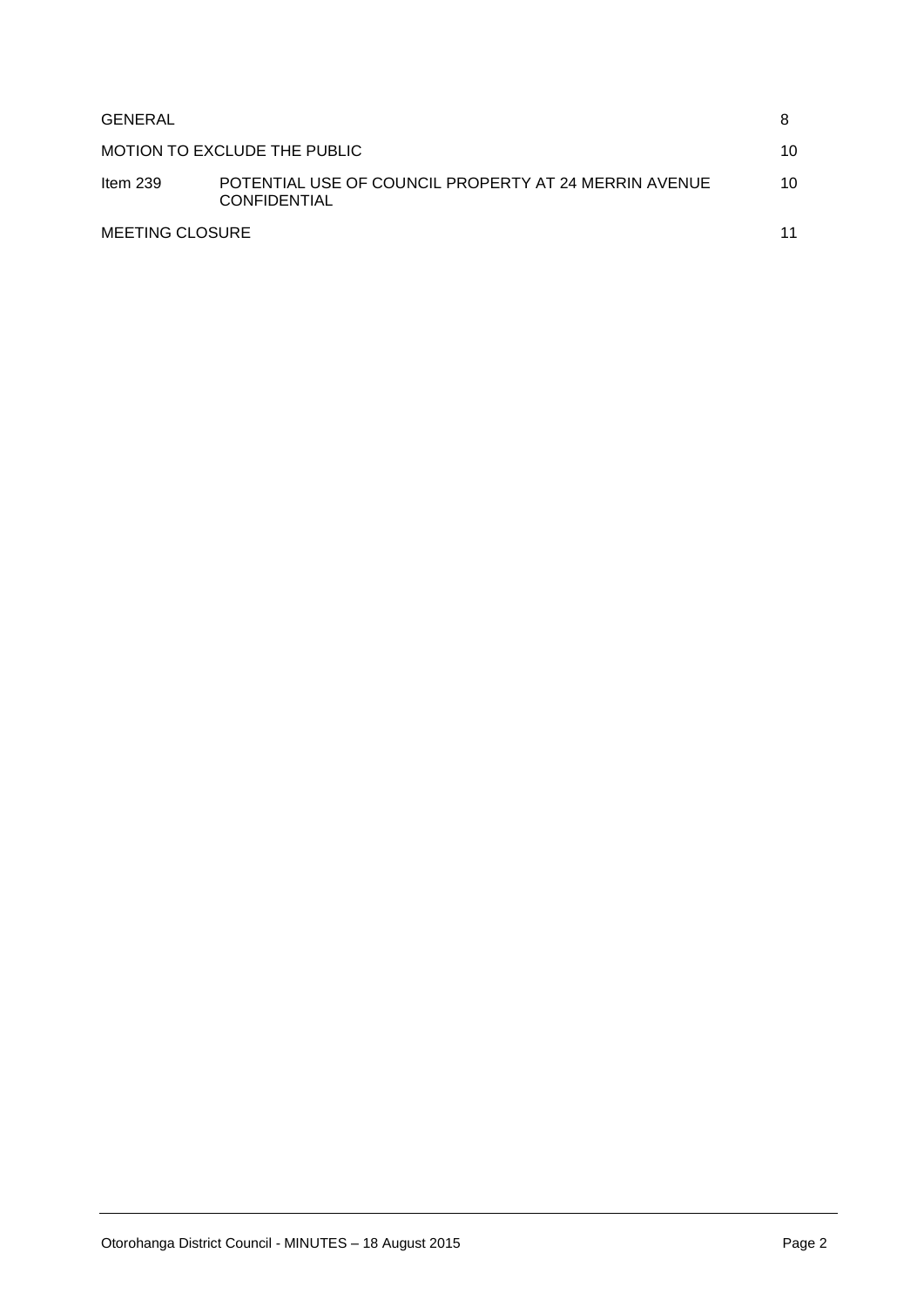| | | |
|---|---|---|
| GENERAL | | 8 |
| MOTION TO EXCLUDE THE PUBLIC | | 10 |
| Item 239 | POTENTIAL USE OF COUNCIL PROPERTY AT 24 MERRIN AVENUE CONFIDENTIAL | 10 |
| MEETING CLOSURE | | 11 |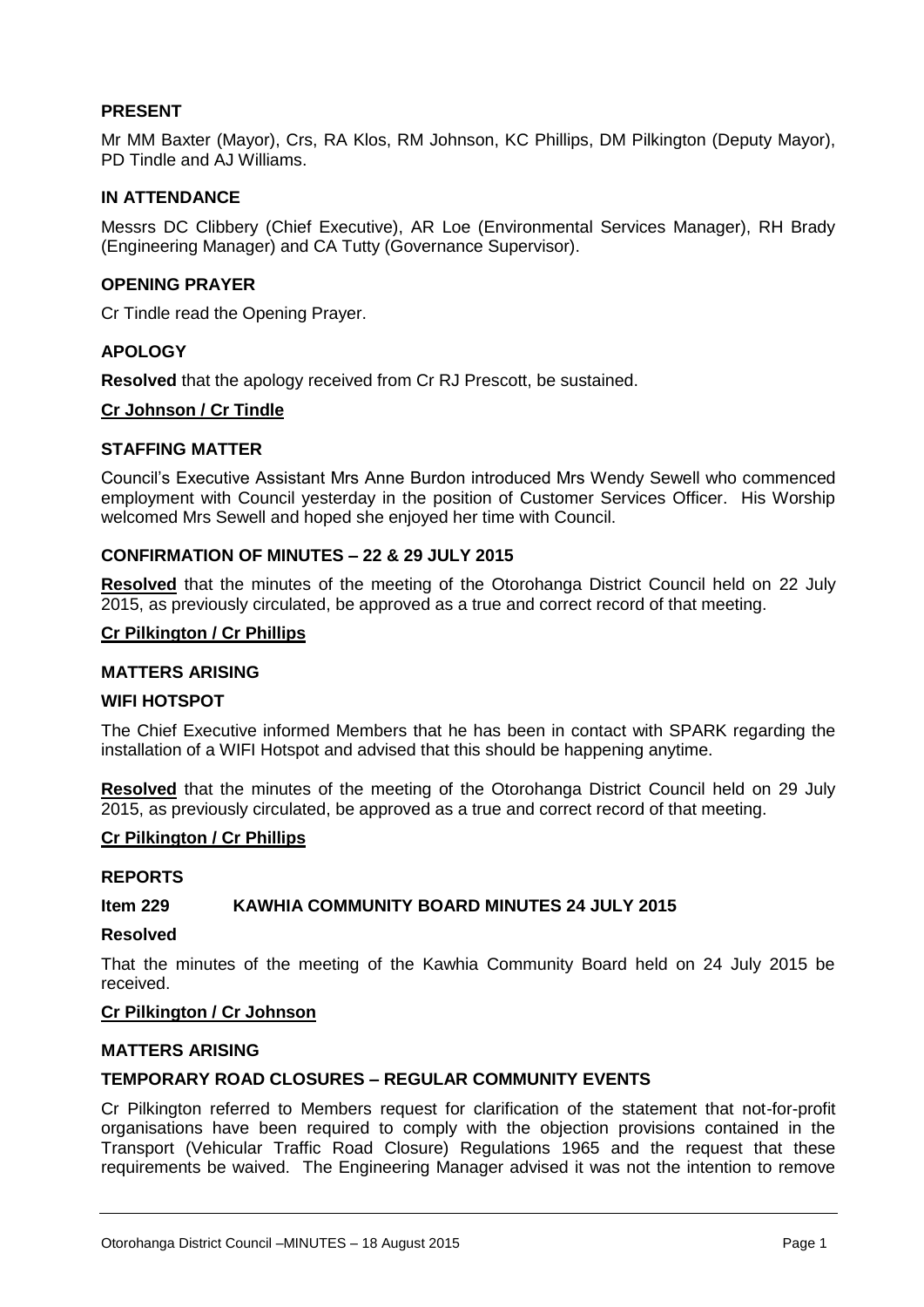## PRESENT

Mr MM Baxter (Mayor), Crs, RA Klos, RM Johnson, KC Phillips, DM Pilkington (Deputy Mayor), PD Tindle and AJ Williams.

## IN ATTENDANCE

Messrs DC Clibbery (Chief Executive), AR Loe (Environmental Services Manager), RH Brady (Engineering Manager) and CA Tutty (Governance Supervisor).

## OPENING PRAYER

Cr Tindle read the Opening Prayer.

## APOLOGY

**Resolved** that the apology received from Cr RJ Prescott, be sustained.

**Cr Johnson / Cr Tindle**

## STAFFING MATTER

Council's Executive Assistant Mrs Anne Burdon introduced Mrs Wendy Sewell who commenced employment with Council yesterday in the position of Customer Services Officer. His Worship welcomed Mrs Sewell and hoped she enjoyed her time with Council.

## CONFIRMATION OF MINUTES – 22 & 29 JULY 2015

**Resolved** that the minutes of the meeting of the Otorohanga District Council held on 22 July 2015, as previously circulated, be approved as a true and correct record of that meeting.

**Cr Pilkington / Cr Phillips**

## MATTERS ARISING

## WIFI HOTSPOT

The Chief Executive informed Members that he has been in contact with SPARK regarding the installation of a WIFI Hotspot and advised that this should be happening anytime.

**Resolved** that the minutes of the meeting of the Otorohanga District Council held on 29 July 2015, as previously circulated, be approved as a true and correct record of that meeting.

**Cr Pilkington / Cr Phillips**

## REPORTS

### Item 229 KAWHIA COMMUNITY BOARD MINUTES 24 JULY 2015

**Resolved**

That the minutes of the meeting of the Kawhia Community Board held on 24 July 2015 be received.

**Cr Pilkington / Cr Johnson**

## MATTERS ARISING

## TEMPORARY ROAD CLOSURES – REGULAR COMMUNITY EVENTS

Cr Pilkington referred to Members request for clarification of the statement that not-for-profit organisations have been required to comply with the objection provisions contained in the Transport (Vehicular Traffic Road Closure) Regulations 1965 and the request that these requirements be waived. The Engineering Manager advised it was not the intention to remove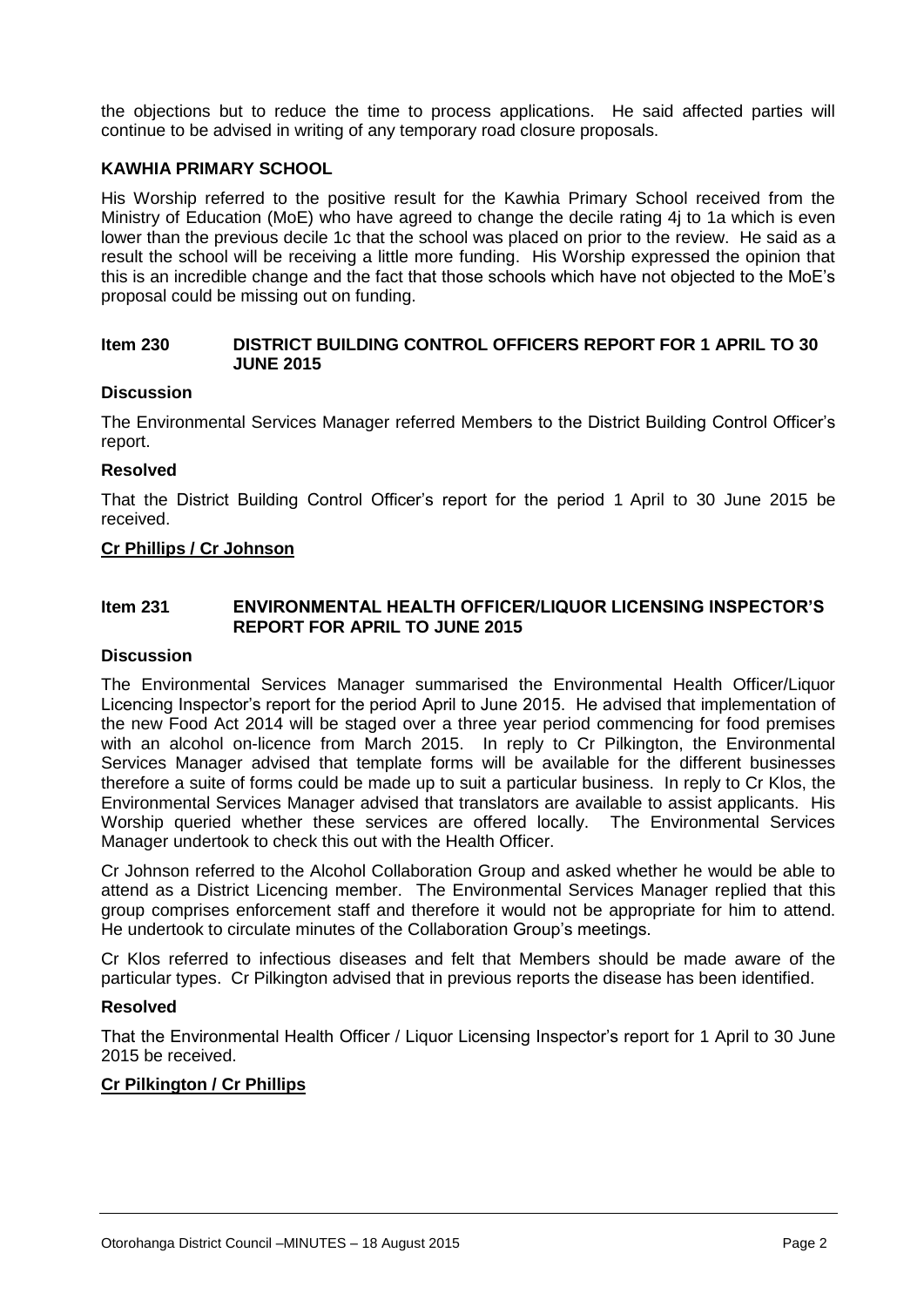the objections but to reduce the time to process applications. He said affected parties will continue to be advised in writing of any temporary road closure proposals.

**KAWHIA PRIMARY SCHOOL**

His Worship referred to the positive result for the Kawhia Primary School received from the Ministry of Education (MoE) who have agreed to change the decile rating 4j to 1a which is even lower than the previous decile 1c that the school was placed on prior to the review. He said as a result the school will be receiving a little more funding. His Worship expressed the opinion that this is an incredible change and the fact that those schools which have not objected to the MoE's proposal could be missing out on funding.

## Item 230 DISTRICT BUILDING CONTROL OFFICERS REPORT FOR 1 APRIL TO 30 JUNE 2015

**Discussion**

The Environmental Services Manager referred Members to the District Building Control Officer's report.

**Resolved**

That the District Building Control Officer's report for the period 1 April to 30 June 2015 be received.

**Cr Phillips / Cr Johnson**

## Item 231 ENVIRONMENTAL HEALTH OFFICER/LIQUOR LICENSING INSPECTOR'S REPORT FOR APRIL TO JUNE 2015

**Discussion**

The Environmental Services Manager summarised the Environmental Health Officer/Liquor Licencing Inspector's report for the period April to June 2015. He advised that implementation of the new Food Act 2014 will be staged over a three year period commencing for food premises with an alcohol on-licence from March 2015. In reply to Cr Pilkington, the Environmental Services Manager advised that template forms will be available for the different businesses therefore a suite of forms could be made up to suit a particular business. In reply to Cr Klos, the Environmental Services Manager advised that translators are available to assist applicants. His Worship queried whether these services are offered locally. The Environmental Services Manager undertook to check this out with the Health Officer.

Cr Johnson referred to the Alcohol Collaboration Group and asked whether he would be able to attend as a District Licencing member. The Environmental Services Manager replied that this group comprises enforcement staff and therefore it would not be appropriate for him to attend. He undertook to circulate minutes of the Collaboration Group's meetings.

Cr Klos referred to infectious diseases and felt that Members should be made aware of the particular types. Cr Pilkington advised that in previous reports the disease has been identified.

**Resolved**

That the Environmental Health Officer / Liquor Licensing Inspector's report for 1 April to 30 June 2015 be received.

**Cr Pilkington / Cr Phillips**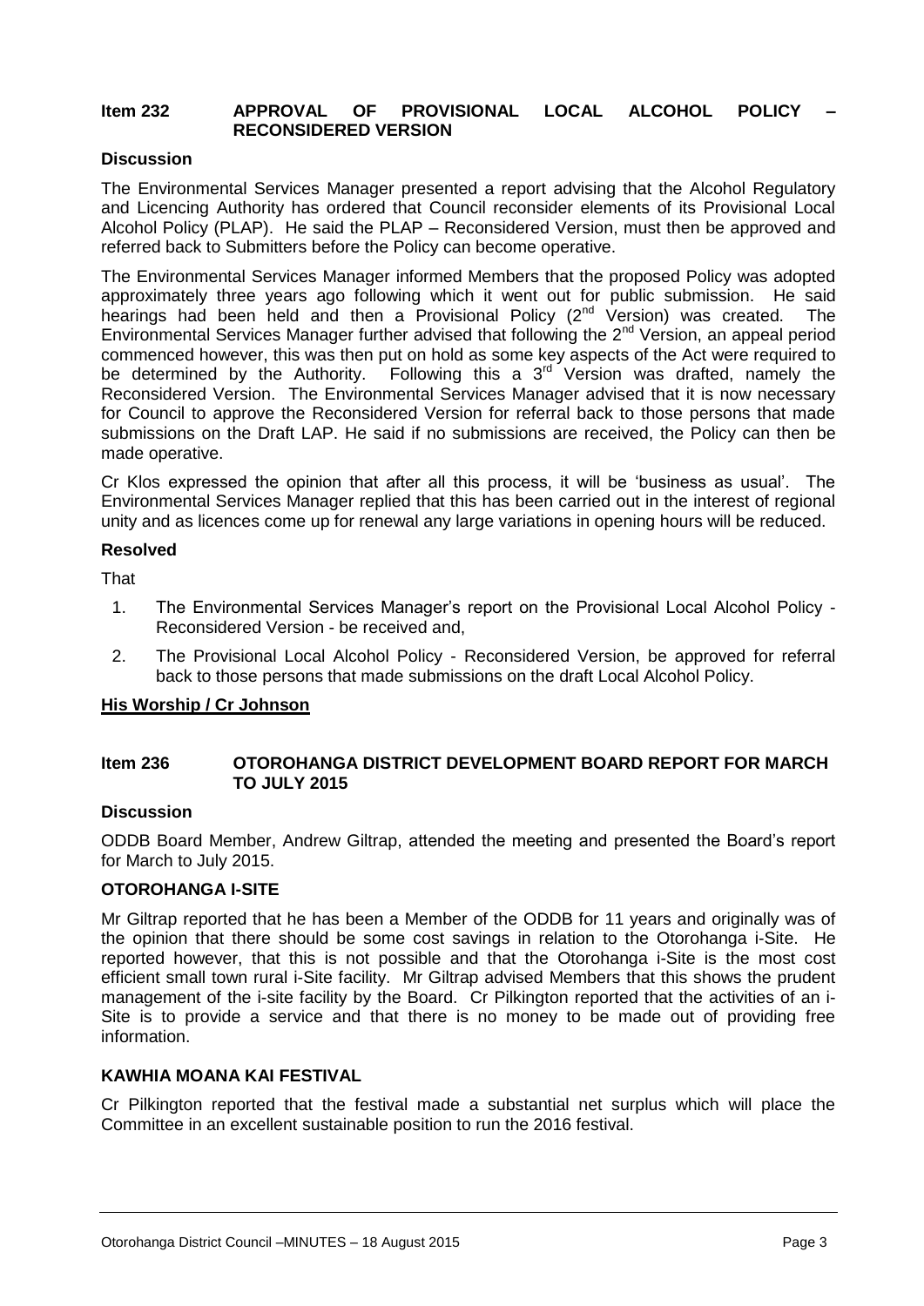## Item 232 APPROVAL OF PROVISIONAL LOCAL ALCOHOL POLICY – RECONSIDERED VERSION

### Discussion

The Environmental Services Manager presented a report advising that the Alcohol Regulatory and Licencing Authority has ordered that Council reconsider elements of its Provisional Local Alcohol Policy (PLAP). He said the PLAP – Reconsidered Version, must then be approved and referred back to Submitters before the Policy can become operative.

The Environmental Services Manager informed Members that the proposed Policy was adopted approximately three years ago following which it went out for public submission. He said hearings had been held and then a Provisional Policy (2nd Version) was created. The Environmental Services Manager further advised that following the 2nd Version, an appeal period commenced however, this was then put on hold as some key aspects of the Act were required to be determined by the Authority. Following this a 3rd Version was drafted, namely the Reconsidered Version. The Environmental Services Manager advised that it is now necessary for Council to approve the Reconsidered Version for referral back to those persons that made submissions on the Draft LAP. He said if no submissions are received, the Policy can then be made operative.

Cr Klos expressed the opinion that after all this process, it will be 'business as usual'. The Environmental Services Manager replied that this has been carried out in the interest of regional unity and as licences come up for renewal any large variations in opening hours will be reduced.

### Resolved

That

1. The Environmental Services Manager's report on the Provisional Local Alcohol Policy - Reconsidered Version - be received and,
2. The Provisional Local Alcohol Policy - Reconsidered Version, be approved for referral back to those persons that made submissions on the draft Local Alcohol Policy.

**His Worship / Cr Johnson**

## Item 236 OTOROHANGA DISTRICT DEVELOPMENT BOARD REPORT FOR MARCH TO JULY 2015

### Discussion

ODDB Board Member, Andrew Giltrap, attended the meeting and presented the Board's report for March to July 2015.

### OTOROHANGA I-SITE

Mr Giltrap reported that he has been a Member of the ODDB for 11 years and originally was of the opinion that there should be some cost savings in relation to the Otorohanga i-Site. He reported however, that this is not possible and that the Otorohanga i-Site is the most cost efficient small town rural i-Site facility. Mr Giltrap advised Members that this shows the prudent management of the i-site facility by the Board. Cr Pilkington reported that the activities of an i-Site is to provide a service and that there is no money to be made out of providing free information.

### KAWHIA MOANA KAI FESTIVAL

Cr Pilkington reported that the festival made a substantial net surplus which will place the Committee in an excellent sustainable position to run the 2016 festival.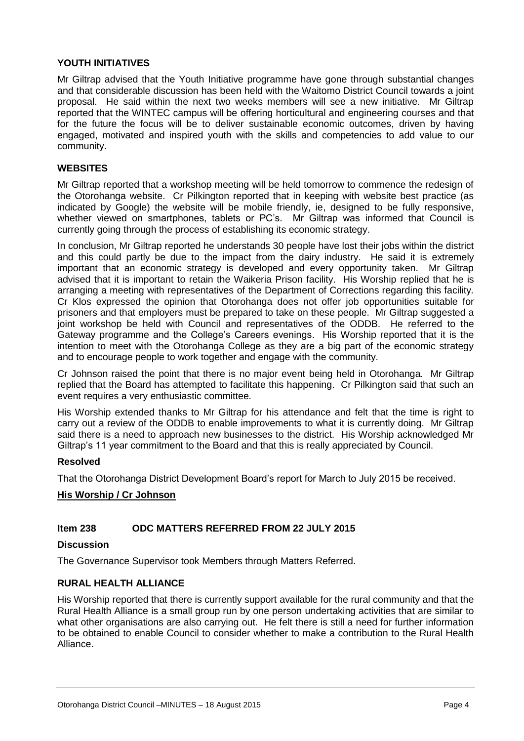**YOUTH INITIATIVES**

Mr Giltrap advised that the Youth Initiative programme have gone through substantial changes and that considerable discussion has been held with the Waitomo District Council towards a joint proposal. He said within the next two weeks members will see a new initiative. Mr Giltrap reported that the WINTEC campus will be offering horticultural and engineering courses and that for the future the focus will be to deliver sustainable economic outcomes, driven by having engaged, motivated and inspired youth with the skills and competencies to add value to our community.

**WEBSITES**

Mr Giltrap reported that a workshop meeting will be held tomorrow to commence the redesign of the Otorohanga website. Cr Pilkington reported that in keeping with website best practice (as indicated by Google) the website will be mobile friendly, ie, designed to be fully responsive, whether viewed on smartphones, tablets or PC's. Mr Giltrap was informed that Council is currently going through the process of establishing its economic strategy.

In conclusion, Mr Giltrap reported he understands 30 people have lost their jobs within the district and this could partly be due to the impact from the dairy industry. He said it is extremely important that an economic strategy is developed and every opportunity taken. Mr Giltrap advised that it is important to retain the Waikeria Prison facility. His Worship replied that he is arranging a meeting with representatives of the Department of Corrections regarding this facility. Cr Klos expressed the opinion that Otorohanga does not offer job opportunities suitable for prisoners and that employers must be prepared to take on these people. Mr Giltrap suggested a joint workshop be held with Council and representatives of the ODDB. He referred to the Gateway programme and the College's Careers evenings. His Worship reported that it is the intention to meet with the Otorohanga College as they are a big part of the economic strategy and to encourage people to work together and engage with the community.

Cr Johnson raised the point that there is no major event being held in Otorohanga. Mr Giltrap replied that the Board has attempted to facilitate this happening. Cr Pilkington said that such an event requires a very enthusiastic committee.

His Worship extended thanks to Mr Giltrap for his attendance and felt that the time is right to carry out a review of the ODDB to enable improvements to what it is currently doing. Mr Giltrap said there is a need to approach new businesses to the district. His Worship acknowledged Mr Giltrap's 11 year commitment to the Board and that this is really appreciated by Council.

**Resolved**

That the Otorohanga District Development Board's report for March to July 2015 be received.

**His Worship / Cr Johnson**

**Item 238 ODC MATTERS REFERRED FROM 22 JULY 2015**

**Discussion**

The Governance Supervisor took Members through Matters Referred.

**RURAL HEALTH ALLIANCE**

His Worship reported that there is currently support available for the rural community and that the Rural Health Alliance is a small group run by one person undertaking activities that are similar to what other organisations are also carrying out. He felt there is still a need for further information to be obtained to enable Council to consider whether to make a contribution to the Rural Health Alliance.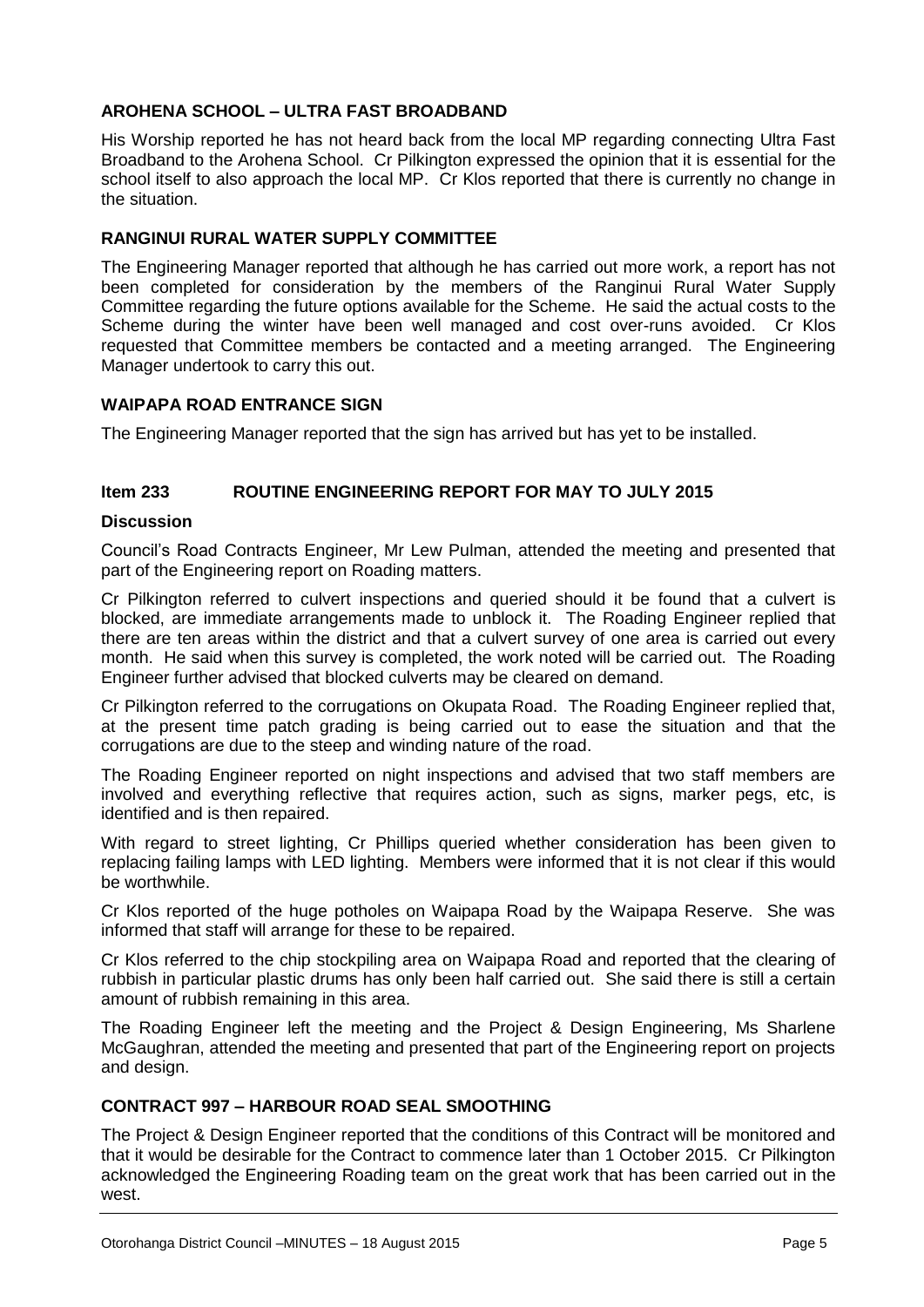### AROHENA SCHOOL – ULTRA FAST BROADBAND

His Worship reported he has not heard back from the local MP regarding connecting Ultra Fast Broadband to the Arohena School. Cr Pilkington expressed the opinion that it is essential for the school itself to also approach the local MP. Cr Klos reported that there is currently no change in the situation.

### RANGINUI RURAL WATER SUPPLY COMMITTEE

The Engineering Manager reported that although he has carried out more work, a report has not been completed for consideration by the members of the Ranginui Rural Water Supply Committee regarding the future options available for the Scheme. He said the actual costs to the Scheme during the winter have been well managed and cost over-runs avoided. Cr Klos requested that Committee members be contacted and a meeting arranged. The Engineering Manager undertook to carry this out.

### WAIPAPA ROAD ENTRANCE SIGN

The Engineering Manager reported that the sign has arrived but has yet to be installed.

## Item 233 ROUTINE ENGINEERING REPORT FOR MAY TO JULY 2015

### Discussion

Council's Road Contracts Engineer, Mr Lew Pulman, attended the meeting and presented that part of the Engineering report on Roading matters.

Cr Pilkington referred to culvert inspections and queried should it be found that a culvert is blocked, are immediate arrangements made to unblock it. The Roading Engineer replied that there are ten areas within the district and that a culvert survey of one area is carried out every month. He said when this survey is completed, the work noted will be carried out. The Roading Engineer further advised that blocked culverts may be cleared on demand.

Cr Pilkington referred to the corrugations on Okupata Road. The Roading Engineer replied that, at the present time patch grading is being carried out to ease the situation and that the corrugations are due to the steep and winding nature of the road.

The Roading Engineer reported on night inspections and advised that two staff members are involved and everything reflective that requires action, such as signs, marker pegs, etc, is identified and is then repaired.

With regard to street lighting, Cr Phillips queried whether consideration has been given to replacing failing lamps with LED lighting. Members were informed that it is not clear if this would be worthwhile.

Cr Klos reported of the huge potholes on Waipapa Road by the Waipapa Reserve. She was informed that staff will arrange for these to be repaired.

Cr Klos referred to the chip stockpiling area on Waipapa Road and reported that the clearing of rubbish in particular plastic drums has only been half carried out. She said there is still a certain amount of rubbish remaining in this area.

The Roading Engineer left the meeting and the Project & Design Engineering, Ms Sharlene McGaughran, attended the meeting and presented that part of the Engineering report on projects and design.

### CONTRACT 997 – HARBOUR ROAD SEAL SMOOTHING

The Project & Design Engineer reported that the conditions of this Contract will be monitored and that it would be desirable for the Contract to commence later than 1 October 2015. Cr Pilkington acknowledged the Engineering Roading team on the great work that has been carried out in the west.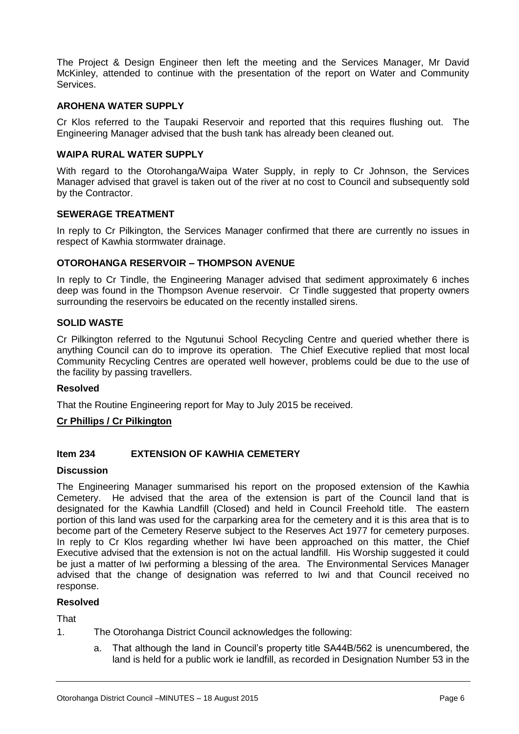The Project & Design Engineer then left the meeting and the Services Manager, Mr David McKinley, attended to continue with the presentation of the report on Water and Community Services.

### AROHENA WATER SUPPLY

Cr Klos referred to the Taupaki Reservoir and reported that this requires flushing out. The Engineering Manager advised that the bush tank has already been cleaned out.

### WAIPA RURAL WATER SUPPLY

With regard to the Otorohanga/Waipa Water Supply, in reply to Cr Johnson, the Services Manager advised that gravel is taken out of the river at no cost to Council and subsequently sold by the Contractor.

### SEWERAGE TREATMENT

In reply to Cr Pilkington, the Services Manager confirmed that there are currently no issues in respect of Kawhia stormwater drainage.

### OTOROHANGA RESERVOIR – THOMPSON AVENUE

In reply to Cr Tindle, the Engineering Manager advised that sediment approximately 6 inches deep was found in the Thompson Avenue reservoir. Cr Tindle suggested that property owners surrounding the reservoirs be educated on the recently installed sirens.

### SOLID WASTE

Cr Pilkington referred to the Ngutunui School Recycling Centre and queried whether there is anything Council can do to improve its operation. The Chief Executive replied that most local Community Recycling Centres are operated well however, problems could be due to the use of the facility by passing travellers.

**Resolved**

That the Routine Engineering report for May to July 2015 be received.

**Cr Phillips / Cr Pilkington**

## Item 234 EXTENSION OF KAWHIA CEMETERY

**Discussion**

The Engineering Manager summarised his report on the proposed extension of the Kawhia Cemetery. He advised that the area of the extension is part of the Council land that is designated for the Kawhia Landfill (Closed) and held in Council Freehold title. The eastern portion of this land was used for the carparking area for the cemetery and it is this area that is to become part of the Cemetery Reserve subject to the Reserves Act 1977 for cemetery purposes. In reply to Cr Klos regarding whether Iwi have been approached on this matter, the Chief Executive advised that the extension is not on the actual landfill. His Worship suggested it could be just a matter of Iwi performing a blessing of the area. The Environmental Services Manager advised that the change of designation was referred to Iwi and that Council received no response.

**Resolved**

That

1. The Otorohanga District Council acknowledges the following:

   a. That although the land in Council's property title SA44B/562 is unencumbered, the land is held for a public work ie landfill, as recorded in Designation Number 53 in the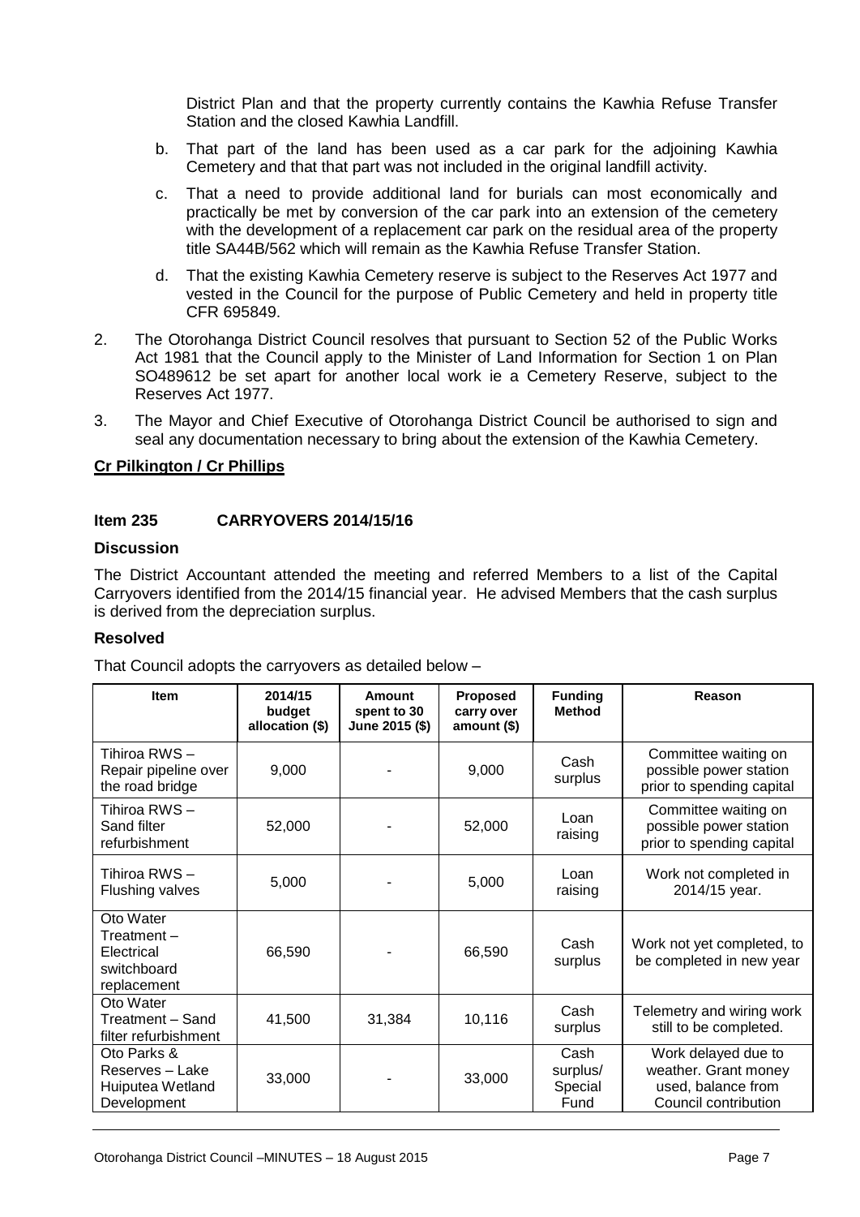District Plan and that the property currently contains the Kawhia Refuse Transfer Station and the closed Kawhia Landfill.

b. That part of the land has been used as a car park for the adjoining Kawhia Cemetery and that that part was not included in the original landfill activity.

c. That a need to provide additional land for burials can most economically and practically be met by conversion of the car park into an extension of the cemetery with the development of a replacement car park on the residual area of the property title SA44B/562 which will remain as the Kawhia Refuse Transfer Station.

d. That the existing Kawhia Cemetery reserve is subject to the Reserves Act 1977 and vested in the Council for the purpose of Public Cemetery and held in property title CFR 695849.

2. The Otorohanga District Council resolves that pursuant to Section 52 of the Public Works Act 1981 that the Council apply to the Minister of Land Information for Section 1 on Plan SO489612 be set apart for another local work ie a Cemetery Reserve, subject to the Reserves Act 1977.

3. The Mayor and Chief Executive of Otorohanga District Council be authorised to sign and seal any documentation necessary to bring about the extension of the Kawhia Cemetery.

**Cr Pilkington / Cr Phillips**

### Item 235 CARRYOVERS 2014/15/16

**Discussion**

The District Accountant attended the meeting and referred Members to a list of the Capital Carryovers identified from the 2014/15 financial year. He advised Members that the cash surplus is derived from the depreciation surplus.

**Resolved**

That Council adopts the carryovers as detailed below –

| Item | 2014/15 budget allocation ($) | Amount spent to 30 June 2015 ($) | Proposed carry over amount ($) | Funding Method | Reason |
|---|---|---|---|---|---|
| Tihiroa RWS – Repair pipeline over the road bridge | 9,000 | - | 9,000 | Cash surplus | Committee waiting on possible power station prior to spending capital |
| Tihiroa RWS – Sand filter refurbishment | 52,000 | - | 52,000 | Loan raising | Committee waiting on possible power station prior to spending capital |
| Tihiroa RWS – Flushing valves | 5,000 | - | 5,000 | Loan raising | Work not completed in 2014/15 year. |
| Oto Water Treatment – Electrical switchboard replacement | 66,590 | - | 66,590 | Cash surplus | Work not yet completed, to be completed in new year |
| Oto Water Treatment – Sand filter refurbishment | 41,500 | 31,384 | 10,116 | Cash surplus | Telemetry and wiring work still to be completed. |
| Oto Parks & Reserves – Lake Huiputea Wetland Development | 33,000 | - | 33,000 | Cash surplus/ Special Fund | Work delayed due to weather. Grant money used, balance from Council contribution |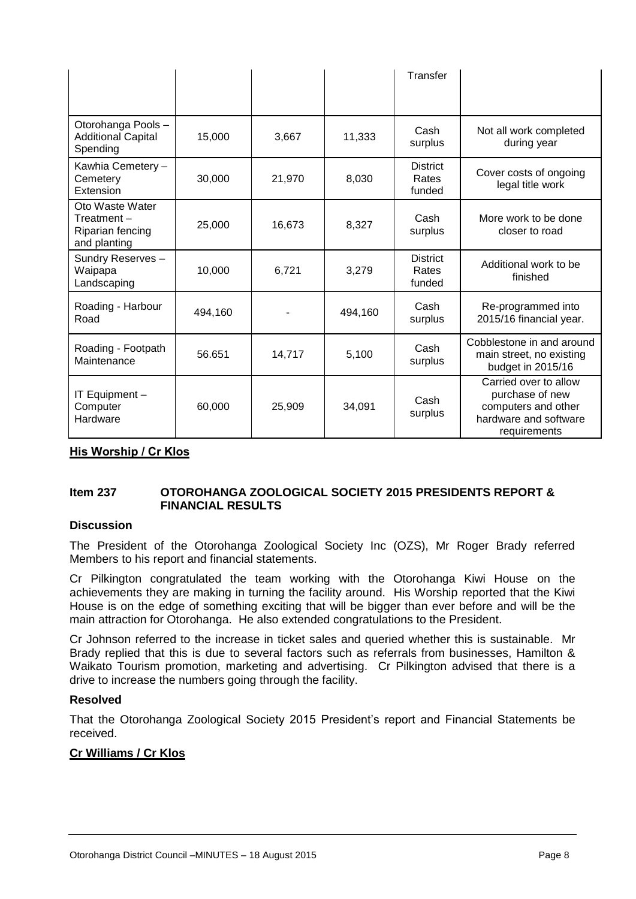| | | | | Transfer | |
|---|---|---|---|---|---|
| Otorohanga Pools – Additional Capital Spending | 15,000 | 3,667 | 11,333 | Cash surplus | Not all work completed during year |
| Kawhia Cemetery – Cemetery Extension | 30,000 | 21,970 | 8,030 | District Rates funded | Cover costs of ongoing legal title work |
| Oto Waste Water Treatment – Riparian fencing and planting | 25,000 | 16,673 | 8,327 | Cash surplus | More work to be done closer to road |
| Sundry Reserves – Waipapa Landscaping | 10,000 | 6,721 | 3,279 | District Rates funded | Additional work to be finished |
| Roading - Harbour Road | 494,160 | - | 494,160 | Cash surplus | Re-programmed into 2015/16 financial year. |
| Roading - Footpath Maintenance | 56.651 | 14,717 | 5,100 | Cash surplus | Cobblestone in and around main street, no existing budget in 2015/16 |
| IT Equipment – Computer Hardware | 60,000 | 25,909 | 34,091 | Cash surplus | Carried over to allow purchase of new computers and other hardware and software requirements |

**His Worship / Cr Klos**

### Item 237 OTOROHANGA ZOOLOGICAL SOCIETY 2015 PRESIDENTS REPORT & FINANCIAL RESULTS

**Discussion**

The President of the Otorohanga Zoological Society Inc (OZS), Mr Roger Brady referred Members to his report and financial statements.

Cr Pilkington congratulated the team working with the Otorohanga Kiwi House on the achievements they are making in turning the facility around. His Worship reported that the Kiwi House is on the edge of something exciting that will be bigger than ever before and will be the main attraction for Otorohanga. He also extended congratulations to the President.

Cr Johnson referred to the increase in ticket sales and queried whether this is sustainable. Mr Brady replied that this is due to several factors such as referrals from businesses, Hamilton & Waikato Tourism promotion, marketing and advertising. Cr Pilkington advised that there is a drive to increase the numbers going through the facility.

**Resolved**

That the Otorohanga Zoological Society 2015 President's report and Financial Statements be received.

**Cr Williams / Cr Klos**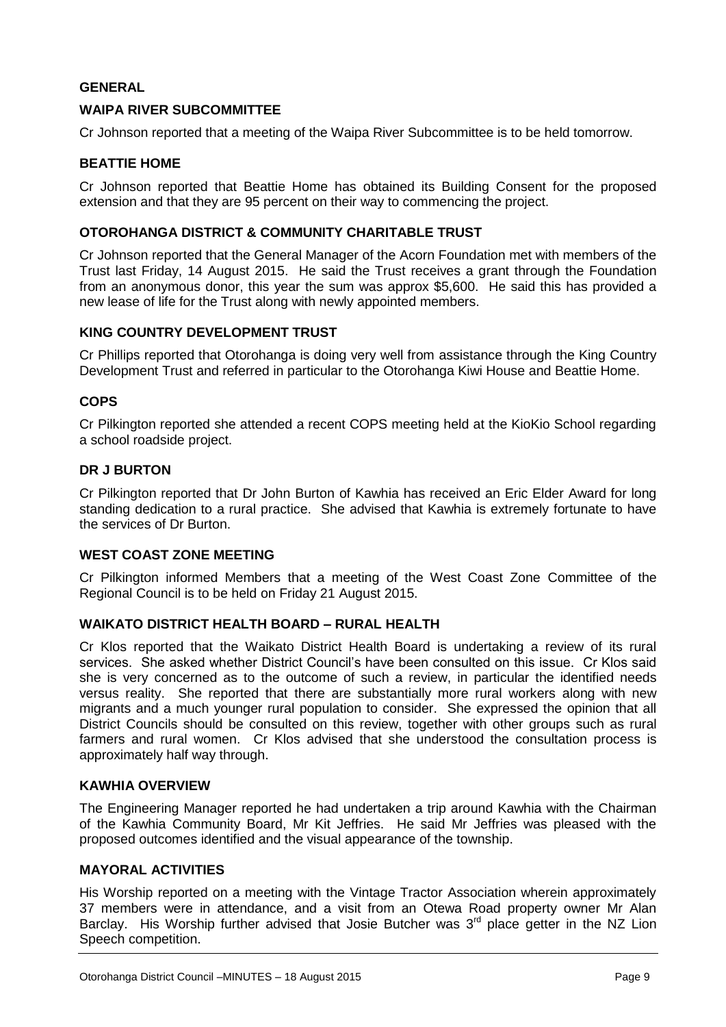## GENERAL

### WAIPA RIVER SUBCOMMITTEE

Cr Johnson reported that a meeting of the Waipa River Subcommittee is to be held tomorrow.

### BEATTIE HOME

Cr Johnson reported that Beattie Home has obtained its Building Consent for the proposed extension and that they are 95 percent on their way to commencing the project.

### OTOROHANGA DISTRICT & COMMUNITY CHARITABLE TRUST

Cr Johnson reported that the General Manager of the Acorn Foundation met with members of the Trust last Friday, 14 August 2015. He said the Trust receives a grant through the Foundation from an anonymous donor, this year the sum was approx $5,600. He said this has provided a new lease of life for the Trust along with newly appointed members.

### KING COUNTRY DEVELOPMENT TRUST

Cr Phillips reported that Otorohanga is doing very well from assistance through the King Country Development Trust and referred in particular to the Otorohanga Kiwi House and Beattie Home.

### COPS

Cr Pilkington reported she attended a recent COPS meeting held at the KioKio School regarding a school roadside project.

### DR J BURTON

Cr Pilkington reported that Dr John Burton of Kawhia has received an Eric Elder Award for long standing dedication to a rural practice. She advised that Kawhia is extremely fortunate to have the services of Dr Burton.

### WEST COAST ZONE MEETING

Cr Pilkington informed Members that a meeting of the West Coast Zone Committee of the Regional Council is to be held on Friday 21 August 2015.

### WAIKATO DISTRICT HEALTH BOARD – RURAL HEALTH

Cr Klos reported that the Waikato District Health Board is undertaking a review of its rural services. She asked whether District Council's have been consulted on this issue. Cr Klos said she is very concerned as to the outcome of such a review, in particular the identified needs versus reality. She reported that there are substantially more rural workers along with new migrants and a much younger rural population to consider. She expressed the opinion that all District Councils should be consulted on this review, together with other groups such as rural farmers and rural women. Cr Klos advised that she understood the consultation process is approximately half way through.

### KAWHIA OVERVIEW

The Engineering Manager reported he had undertaken a trip around Kawhia with the Chairman of the Kawhia Community Board, Mr Kit Jeffries. He said Mr Jeffries was pleased with the proposed outcomes identified and the visual appearance of the township.

### MAYORAL ACTIVITIES

His Worship reported on a meeting with the Vintage Tractor Association wherein approximately 37 members were in attendance, and a visit from an Otewa Road property owner Mr Alan Barclay. His Worship further advised that Josie Butcher was 3rd place getter in the NZ Lion Speech competition.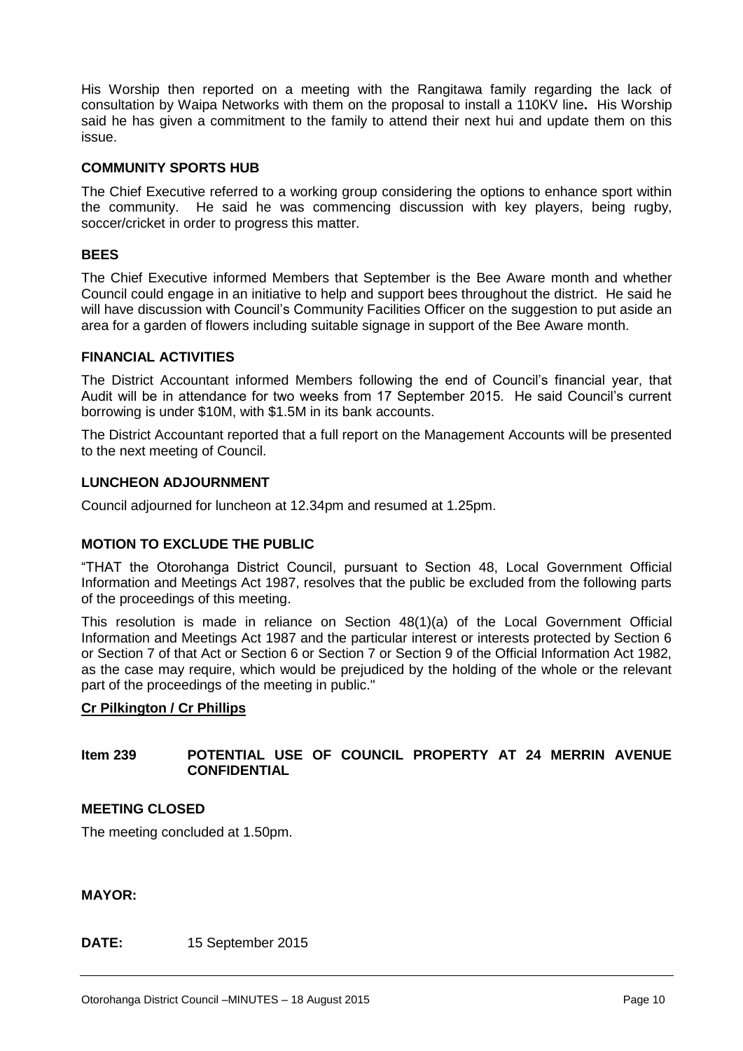His Worship then reported on a meeting with the Rangitawa family regarding the lack of consultation by Waipa Networks with them on the proposal to install a 110KV line**.** His Worship said he has given a commitment to the family to attend their next hui and update them on this issue.

## COMMUNITY SPORTS HUB

The Chief Executive referred to a working group considering the options to enhance sport within the community. He said he was commencing discussion with key players, being rugby, soccer/cricket in order to progress this matter.

## BEES

The Chief Executive informed Members that September is the Bee Aware month and whether Council could engage in an initiative to help and support bees throughout the district. He said he will have discussion with Council's Community Facilities Officer on the suggestion to put aside an area for a garden of flowers including suitable signage in support of the Bee Aware month.

## FINANCIAL ACTIVITIES

The District Accountant informed Members following the end of Council's financial year, that Audit will be in attendance for two weeks from 17 September 2015. He said Council's current borrowing is under $10M, with $1.5M in its bank accounts.

The District Accountant reported that a full report on the Management Accounts will be presented to the next meeting of Council.

## LUNCHEON ADJOURNMENT

Council adjourned for luncheon at 12.34pm and resumed at 1.25pm.

## MOTION TO EXCLUDE THE PUBLIC

"THAT the Otorohanga District Council, pursuant to Section 48, Local Government Official Information and Meetings Act 1987, resolves that the public be excluded from the following parts of the proceedings of this meeting.

This resolution is made in reliance on Section 48(1)(a) of the Local Government Official Information and Meetings Act 1987 and the particular interest or interests protected by Section 6 or Section 7 of that Act or Section 6 or Section 7 or Section 9 of the Official Information Act 1982, as the case may require, which would be prejudiced by the holding of the whole or the relevant part of the proceedings of the meeting in public."

**Cr Pilkington / Cr Phillips**

## Item 239 POTENTIAL USE OF COUNCIL PROPERTY AT 24 MERRIN AVENUE CONFIDENTIAL

## MEETING CLOSED

The meeting concluded at 1.50pm.

**MAYOR:**

**DATE:** 15 September 2015